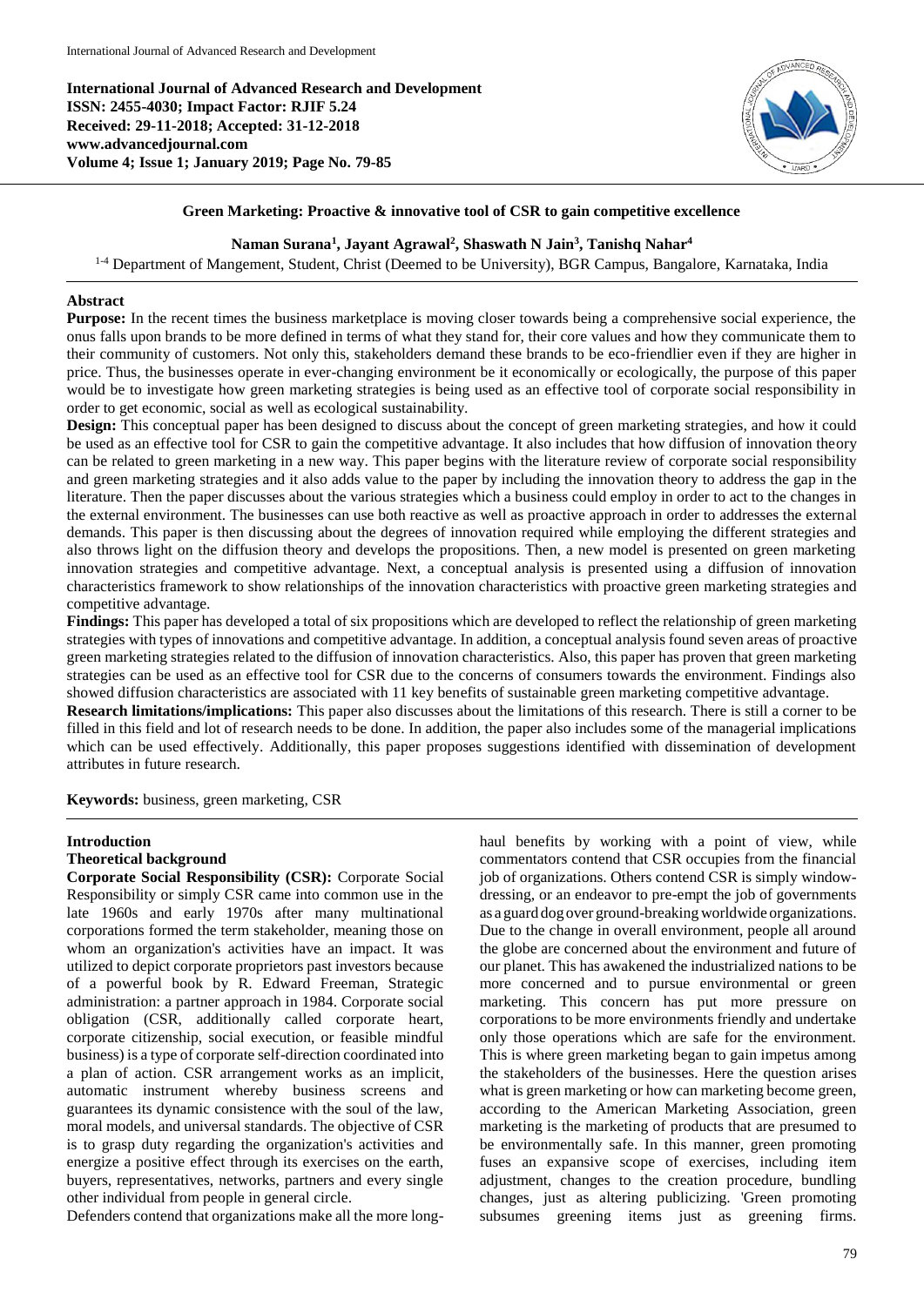International Journal of Advanced Research and Development

**International Journal of Advanced Research and Development**
**ISSN: 2455-4030; Impact Factor: RJIF 5.24**
**Received: 29-11-2018; Accepted: 31-12-2018**
**www.advancedjournal.com**
**Volume 4; Issue 1; January 2019; Page No. 79-85**

# Green Marketing: Proactive & innovative tool of CSR to gain competitive excellence

**Naman Surana[1], Jayant Agrawal[2], Shaswath N Jain[3], Tanishq Nahar[4]**

[1-4] Department of Mangement, Student, Christ (Deemed to be University), BGR Campus, Bangalore, Karnataka, India

## Abstract

**Purpose:** In the recent times the business marketplace is moving closer towards being a comprehensive social experience, the onus falls upon brands to be more defined in terms of what they stand for, their core values and how they communicate them to their community of customers. Not only this, stakeholders demand these brands to be eco-friendlier even if they are higher in price. Thus, the businesses operate in ever-changing environment be it economically or ecologically, the purpose of this paper would be to investigate how green marketing strategies is being used as an effective tool of corporate social responsibility in order to get economic, social as well as ecological sustainability.

**Design:** This conceptual paper has been designed to discuss about the concept of green marketing strategies, and how it could be used as an effective tool for CSR to gain the competitive advantage. It also includes that how diffusion of innovation theory can be related to green marketing in a new way. This paper begins with the literature review of corporate social responsibility and green marketing strategies and it also adds value to the paper by including the innovation theory to address the gap in the literature. Then the paper discusses about the various strategies which a business could employ in order to act to the changes in the external environment. The businesses can use both reactive as well as proactive approach in order to addresses the external demands. This paper is then discussing about the degrees of innovation required while employing the different strategies and also throws light on the diffusion theory and develops the propositions. Then, a new model is presented on green marketing innovation strategies and competitive advantage. Next, a conceptual analysis is presented using a diffusion of innovation characteristics framework to show relationships of the innovation characteristics with proactive green marketing strategies and competitive advantage.

**Findings:** This paper has developed a total of six propositions which are developed to reflect the relationship of green marketing strategies with types of innovations and competitive advantage. In addition, a conceptual analysis found seven areas of proactive green marketing strategies related to the diffusion of innovation characteristics. Also, this paper has proven that green marketing strategies can be used as an effective tool for CSR due to the concerns of consumers towards the environment. Findings also showed diffusion characteristics are associated with 11 key benefits of sustainable green marketing competitive advantage.

**Research limitations/implications:** This paper also discusses about the limitations of this research. There is still a corner to be filled in this field and lot of research needs to be done. In addition, the paper also includes some of the managerial implications which can be used effectively. Additionally, this paper proposes suggestions identified with dissemination of development attributes in future research.

**Keywords:** business, green marketing, CSR

## Introduction

### Theoretical background

**Corporate Social Responsibility (CSR):** Corporate Social Responsibility or simply CSR came into common use in the late 1960s and early 1970s after many multinational corporations formed the term stakeholder, meaning those on whom an organization's activities have an impact. It was utilized to depict corporate proprietors past investors because of a powerful book by R. Edward Freeman, Strategic administration: a partner approach in 1984. Corporate social obligation (CSR, additionally called corporate heart, corporate citizenship, social execution, or feasible mindful business) is a type of corporate self-direction coordinated into a plan of action. CSR arrangement works as an implicit, automatic instrument whereby business screens and guarantees its dynamic consistence with the soul of the law, moral models, and universal standards. The objective of CSR is to grasp duty regarding the organization's activities and energize a positive effect through its exercises on the earth, buyers, representatives, networks, partners and every single other individual from people in general circle.

Defenders contend that organizations make all the more long-haul benefits by working with a point of view, while commentators contend that CSR occupies from the financial job of organizations. Others contend CSR is simply window-dressing, or an endeavor to pre-empt the job of governments as a guard dog over ground-breaking worldwide organizations. Due to the change in overall environment, people all around the globe are concerned about the environment and future of our planet. This has awakened the industrialized nations to be more concerned and to pursue environmental or green marketing. This concern has put more pressure on corporations to be more environments friendly and undertake only those operations which are safe for the environment. This is where green marketing began to gain impetus among the stakeholders of the businesses. Here the question arises what is green marketing or how can marketing become green, according to the American Marketing Association, green marketing is the marketing of products that are presumed to be environmentally safe. In this manner, green promoting fuses an expansive scope of exercises, including item adjustment, changes to the creation procedure, bundling changes, just as altering publicizing. 'Green promoting subsumes greening items just as greening firms.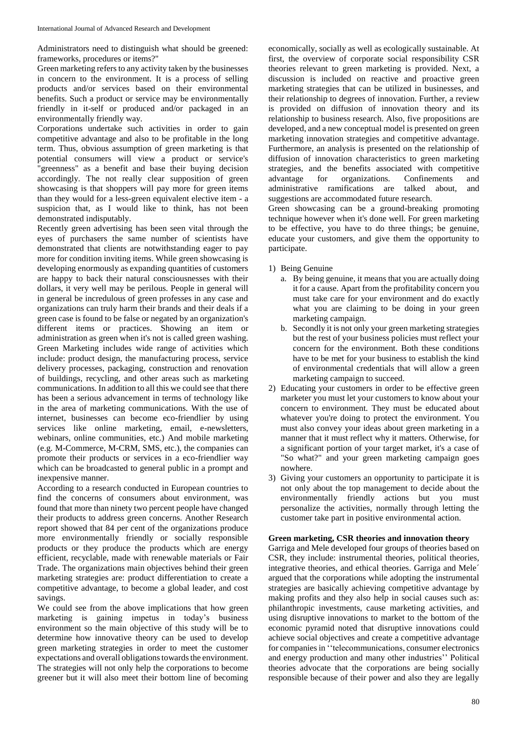Administrators need to distinguish what should be greened: frameworks, procedures or items?"

Green marketing refers to any activity taken by the businesses in concern to the environment. It is a process of selling products and/or services based on their environmental benefits. Such a product or service may be environmentally friendly in it-self or produced and/or packaged in an environmentally friendly way.

Corporations undertake such activities in order to gain competitive advantage and also to be profitable in the long term. Thus, obvious assumption of green marketing is that potential consumers will view a product or service's "greenness" as a benefit and base their buying decision accordingly. The not really clear supposition of green showcasing is that shoppers will pay more for green items than they would for a less-green equivalent elective item - a suspicion that, as I would like to think, has not been demonstrated indisputably.

Recently green advertising has been seen vital through the eyes of purchasers the same number of scientists have demonstrated that clients are notwithstanding eager to pay more for condition inviting items. While green showcasing is developing enormously as expanding quantities of customers are happy to back their natural consciousnesses with their dollars, it very well may be perilous. People in general will in general be incredulous of green professes in any case and organizations can truly harm their brands and their deals if a green case is found to be false or negated by an organization's different items or practices. Showing an item or administration as green when it's not is called green washing. Green Marketing includes wide range of activities which include: product design, the manufacturing process, service delivery processes, packaging, construction and renovation of buildings, recycling, and other areas such as marketing communications. In addition to all this we could see that there has been a serious advancement in terms of technology like in the area of marketing communications. With the use of internet, businesses can become eco-friendlier by using services like online marketing, email, e-newsletters, webinars, online communities, etc.) And mobile marketing (e.g. M-Commerce, M-CRM, SMS, etc.), the companies can promote their products or services in a eco-friendlier way which can be broadcasted to general public in a prompt and inexpensive manner.

According to a research conducted in European countries to find the concerns of consumers about environment, was found that more than ninety two percent people have changed their products to address green concerns. Another Research report showed that 84 per cent of the organizations produce more environmentally friendly or socially responsible products or they produce the products which are energy efficient, recyclable, made with renewable materials or Fair Trade. The organizations main objectives behind their green marketing strategies are: product differentiation to create a competitive advantage, to become a global leader, and cost savings.

We could see from the above implications that how green marketing is gaining impetus in today's business environment so the main objective of this study will be to determine how innovative theory can be used to develop green marketing strategies in order to meet the customer expectations and overall obligations towards the environment. The strategies will not only help the corporations to become greener but it will also meet their bottom line of becoming economically, socially as well as ecologically sustainable. At first, the overview of corporate social responsibility CSR theories relevant to green marketing is provided. Next, a discussion is included on reactive and proactive green marketing strategies that can be utilized in businesses, and their relationship to degrees of innovation. Further, a review is provided on diffusion of innovation theory and its relationship to business research. Also, five propositions are developed, and a new conceptual model is presented on green marketing innovation strategies and competitive advantage. Furthermore, an analysis is presented on the relationship of diffusion of innovation characteristics to green marketing strategies, and the benefits associated with competitive advantage for organizations. Confinements and administrative ramifications are talked about, and suggestions are accommodated future research.

Green showcasing can be a ground-breaking promoting technique however when it's done well. For green marketing to be effective, you have to do three things; be genuine, educate your customers, and give them the opportunity to participate.

1) Being Genuine
   a. By being genuine, it means that you are actually doing it for a cause. Apart from the profitability concern you must take care for your environment and do exactly what you are claiming to be doing in your green marketing campaign.
   b. Secondly it is not only your green marketing strategies but the rest of your business policies must reflect your concern for the environment. Both these conditions have to be met for your business to establish the kind of environmental credentials that will allow a green marketing campaign to succeed.
2) Educating your customers in order to be effective green marketer you must let your customers to know about your concern to environment. They must be educated about whatever you're doing to protect the environment. You must also convey your ideas about green marketing in a manner that it must reflect why it matters. Otherwise, for a significant portion of your target market, it's a case of "So what?" and your green marketing campaign goes nowhere.
3) Giving your customers an opportunity to participate it is not only about the top management to decide about the environmentally friendly actions but you must personalize the activities, normally through letting the customer take part in positive environmental action.

## Green marketing, CSR theories and innovation theory

Garriga and Mele developed four groups of theories based on CSR, they include: instrumental theories, political theories, integrative theories, and ethical theories. Garriga and Mele´ argued that the corporations while adopting the instrumental strategies are basically achieving competitive advantage by making profits and they also help in social causes such as: philanthropic investments, cause marketing activities, and using disruptive innovations to market to the bottom of the economic pyramid noted that disruptive innovations could achieve social objectives and create a competitive advantage for companies in ''telecommunications, consumer electronics and energy production and many other industries'' Political theories advocate that the corporations are being socially responsible because of their power and also they are legally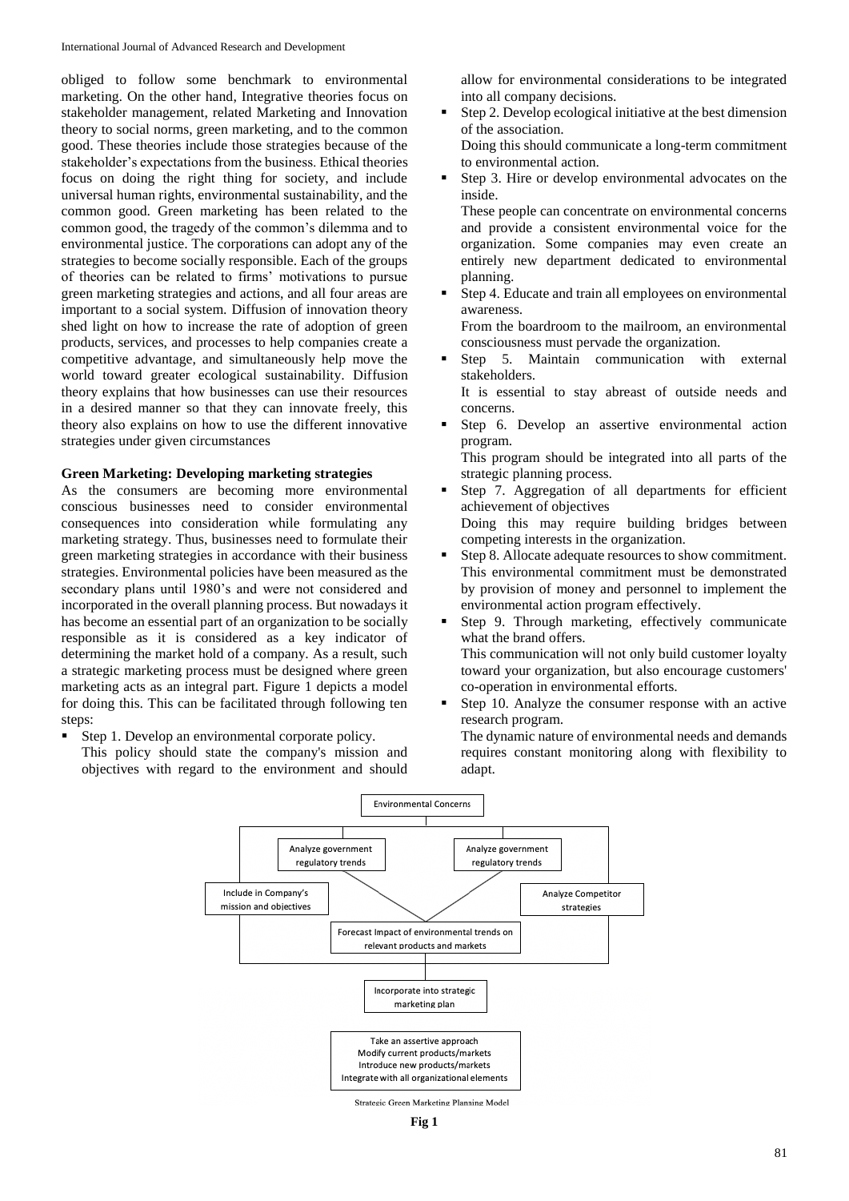obliged to follow some benchmark to environmental marketing. On the other hand, Integrative theories focus on stakeholder management, related Marketing and Innovation theory to social norms, green marketing, and to the common good. These theories include those strategies because of the stakeholder's expectations from the business. Ethical theories focus on doing the right thing for society, and include universal human rights, environmental sustainability, and the common good. Green marketing has been related to the common good, the tragedy of the common's dilemma and to environmental justice. The corporations can adopt any of the strategies to become socially responsible. Each of the groups of theories can be related to firms' motivations to pursue green marketing strategies and actions, and all four areas are important to a social system. Diffusion of innovation theory shed light on how to increase the rate of adoption of green products, services, and processes to help companies create a competitive advantage, and simultaneously help move the world toward greater ecological sustainability. Diffusion theory explains that how businesses can use their resources in a desired manner so that they can innovate freely, this theory also explains on how to use the different innovative strategies under given circumstances

**Green Marketing: Developing marketing strategies**

As the consumers are becoming more environmental conscious businesses need to consider environmental consequences into consideration while formulating any marketing strategy. Thus, businesses need to formulate their green marketing strategies in accordance with their business strategies. Environmental policies have been measured as the secondary plans until 1980's and were not considered and incorporated in the overall planning process. But nowadays it has become an essential part of an organization to be socially responsible as it is considered as a key indicator of determining the market hold of a company. As a result, such a strategic marketing process must be designed where green marketing acts as an integral part. Figure 1 depicts a model for doing this. This can be facilitated through following ten steps:

- Step 1. Develop an environmental corporate policy.
  This policy should state the company's mission and objectives with regard to the environment and should allow for environmental considerations to be integrated into all company decisions.
- Step 2. Develop ecological initiative at the best dimension of the association.
  Doing this should communicate a long-term commitment to environmental action.
- Step 3. Hire or develop environmental advocates on the inside.
  These people can concentrate on environmental concerns and provide a consistent environmental voice for the organization. Some companies may even create an entirely new department dedicated to environmental planning.
- Step 4. Educate and train all employees on environmental awareness.
  From the boardroom to the mailroom, an environmental consciousness must pervade the organization.
- Step 5. Maintain communication with external stakeholders.
  It is essential to stay abreast of outside needs and concerns.
- Step 6. Develop an assertive environmental action program.
  This program should be integrated into all parts of the strategic planning process.
- Step 7. Aggregation of all departments for efficient achievement of objectives
  Doing this may require building bridges between competing interests in the organization.
- Step 8. Allocate adequate resources to show commitment. This environmental commitment must be demonstrated by provision of money and personnel to implement the environmental action program effectively.
- Step 9. Through marketing, effectively communicate what the brand offers.
  This communication will not only build customer loyalty toward your organization, but also encourage customers' co-operation in environmental efforts.
- Step 10. Analyze the consumer response with an active research program.
  The dynamic nature of environmental needs and demands requires constant monitoring along with flexibility to adapt.

Environmental Concerns

Analyze government regulatory trends | Analyze government regulatory trends

Include in Company's mission and objectives | Analyze Competitor strategies

Forecast Impact of environmental trends on relevant products and markets

Incorporate into strategic marketing plan

Take an assertive approach
Modify current products/markets
Introduce new products/markets
Integrate with all organizational elements

Strategic Green Marketing Planning Model

**Fig 1**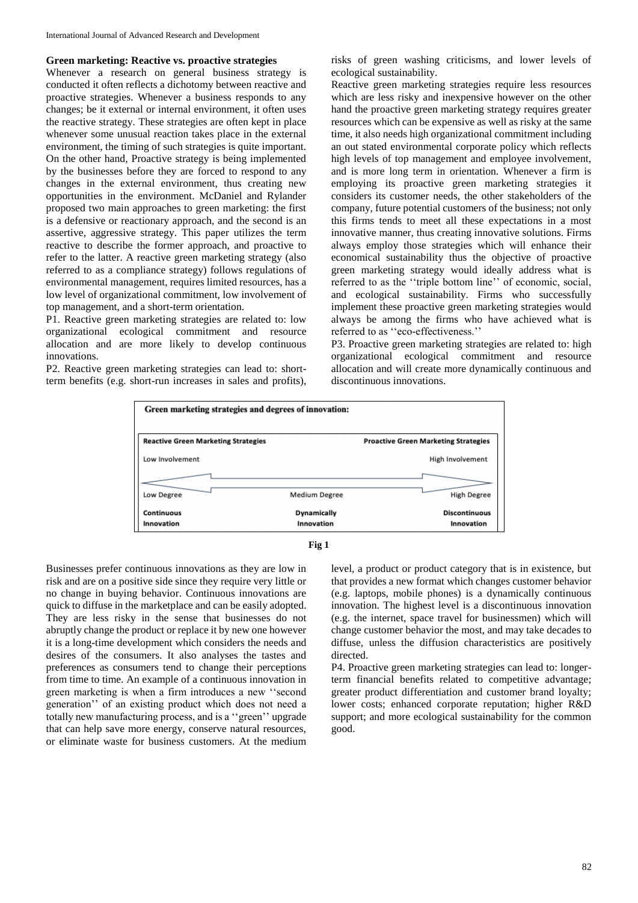### Green marketing: Reactive vs. proactive strategies

Whenever a research on general business strategy is conducted it often reflects a dichotomy between reactive and proactive strategies. Whenever a business responds to any changes; be it external or internal environment, it often uses the reactive strategy. These strategies are often kept in place whenever some unusual reaction takes place in the external environment, the timing of such strategies is quite important. On the other hand, Proactive strategy is being implemented by the businesses before they are forced to respond to any changes in the external environment, thus creating new opportunities in the environment. McDaniel and Rylander proposed two main approaches to green marketing: the first is a defensive or reactionary approach, and the second is an assertive, aggressive strategy. This paper utilizes the term reactive to describe the former approach, and proactive to refer to the latter. A reactive green marketing strategy (also referred to as a compliance strategy) follows regulations of environmental management, requires limited resources, has a low level of organizational commitment, low involvement of top management, and a short-term orientation.

P1. Reactive green marketing strategies are related to: low organizational ecological commitment and resource allocation and are more likely to develop continuous innovations.

P2. Reactive green marketing strategies can lead to: short-term benefits (e.g. short-run increases in sales and profits), risks of green washing criticisms, and lower levels of ecological sustainability.

Reactive green marketing strategies require less resources which are less risky and inexpensive however on the other hand the proactive green marketing strategy requires greater resources which can be expensive as well as risky at the same time, it also needs high organizational commitment including an out stated environmental corporate policy which reflects high levels of top management and employee involvement, and is more long term in orientation. Whenever a firm is employing its proactive green marketing strategies it considers its customer needs, the other stakeholders of the company, future potential customers of the business; not only this firms tends to meet all these expectations in a most innovative manner, thus creating innovative solutions. Firms always employ those strategies which will enhance their economical sustainability thus the objective of proactive green marketing strategy would ideally address what is referred to as the ''triple bottom line'' of economic, social, and ecological sustainability. Firms who successfully implement these proactive green marketing strategies would always be among the firms who have achieved what is referred to as ''eco-effectiveness.''

P3. Proactive green marketing strategies are related to: high organizational ecological commitment and resource allocation and will create more dynamically continuous and discontinuous innovations.

**Green marketing strategies and degrees of innovation:**

| Reactive Green Marketing Strategies | | Proactive Green Marketing Strategies |
|---|---|---|
| Low Involvement | | High Involvement |
| Low Degree | Medium Degree | High Degree |
| Continuous Innovation | Dynamically Innovation | Discontinuous Innovation |

**Fig 1**

Businesses prefer continuous innovations as they are low in risk and are on a positive side since they require very little or no change in buying behavior. Continuous innovations are quick to diffuse in the marketplace and can be easily adopted. They are less risky in the sense that businesses do not abruptly change the product or replace it by new one however it is a long-time development which considers the needs and desires of the consumers. It also analyses the tastes and preferences as consumers tend to change their perceptions from time to time. An example of a continuous innovation in green marketing is when a firm introduces a new ''second generation'' of an existing product which does not need a totally new manufacturing process, and is a ''green'' upgrade that can help save more energy, conserve natural resources, or eliminate waste for business customers. At the medium level, a product or product category that is in existence, but that provides a new format which changes customer behavior (e.g. laptops, mobile phones) is a dynamically continuous innovation. The highest level is a discontinuous innovation (e.g. the internet, space travel for businessmen) which will change customer behavior the most, and may take decades to diffuse, unless the diffusion characteristics are positively directed.

P4. Proactive green marketing strategies can lead to: longer-term financial benefits related to competitive advantage; greater product differentiation and customer brand loyalty; lower costs; enhanced corporate reputation; higher R&D support; and more ecological sustainability for the common good.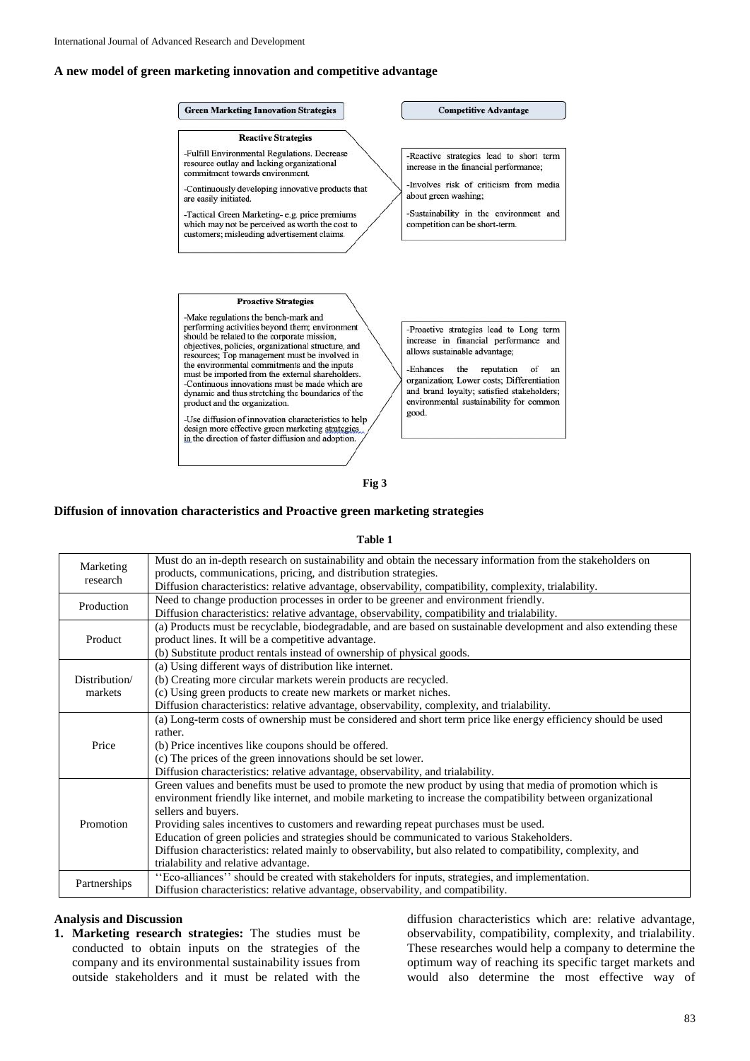### A new model of green marketing innovation and competitive advantage

**Green Marketing Innovation Strategies**

**Competitive Advantage**

**Reactive Strategies**

-Fulfill Environmental Regulations. Decrease resource outlay and lacking organizational commitment towards environment.

-Continuously developing innovative products that are easily initiated.

-Tactical Green Marketing- e.g. price premiums which may not be perceived as worth the cost to customers; misleading advertisement claims.

-Reactive strategies lead to short term increase in the financial performance;

-Involves risk of criticism from media about green washing;

-Sustainability in the environment and competition can be short-term.

**Proactive Strategies**

-Make regulations the bench-mark and performing activities beyond them; environment should be related to the corporate mission, objectives, policies, organizational structure, and resources; Top management must be involved in the environmental commitments and the inputs must be imported from the external shareholders.
-Continuous innovations must be made which are dynamic and thus stretching the boundaries of the product and the organization.

-Use diffusion of innovation characteristics to help design more effective green marketing strategies in the direction of faster diffusion and adoption.

-Proactive strategies lead to Long term increase in financial performance and allows sustainable advantage;

-Enhances the reputation of an organization; Lower costs; Differentiation and brand loyalty; satisfied stakeholders; environmental sustainability for common good.

**Fig 3**

### Diffusion of innovation characteristics and Proactive green marketing strategies

**Table 1**

| | |
|---|---|
| Marketing research | Must do an in-depth research on sustainability and obtain the necessary information from the stakeholders on products, communications, pricing, and distribution strategies.<br>Diffusion characteristics: relative advantage, observability, compatibility, complexity, trialability. |
| Production | Need to change production processes in order to be greener and environment friendly.<br>Diffusion characteristics: relative advantage, observability, compatibility and trialability. |
| Product | (a) Products must be recyclable, biodegradable, and are based on sustainable development and also extending these product lines. It will be a competitive advantage.<br>(b) Substitute product rentals instead of ownership of physical goods. |
| Distribution/ markets | (a) Using different ways of distribution like internet.<br>(b) Creating more circular markets werein products are recycled.<br>(c) Using green products to create new markets or market niches.<br>Diffusion characteristics: relative advantage, observability, complexity, and trialability. |
| Price | (a) Long-term costs of ownership must be considered and short term price like energy efficiency should be used rather.<br>(b) Price incentives like coupons should be offered.<br>(c) The prices of the green innovations should be set lower.<br>Diffusion characteristics: relative advantage, observability, and trialability. |
| Promotion | Green values and benefits must be used to promote the new product by using that media of promotion which is environment friendly like internet, and mobile marketing to increase the compatibility between organizational sellers and buyers.<br>Providing sales incentives to customers and rewarding repeat purchases must be used.<br>Education of green policies and strategies should be communicated to various Stakeholders.<br>Diffusion characteristics: related mainly to observability, but also related to compatibility, complexity, and trialability and relative advantage. |
| Partnerships | ''Eco-alliances'' should be created with stakeholders for inputs, strategies, and implementation.<br>Diffusion characteristics: relative advantage, observability, and compatibility. |

### Analysis and Discussion

1. **Marketing research strategies:** The studies must be conducted to obtain inputs on the strategies of the company and its environmental sustainability issues from outside stakeholders and it must be related with the diffusion characteristics which are: relative advantage, observability, compatibility, complexity, and trialability. These researches would help a company to determine the optimum way of reaching its specific target markets and would also determine the most effective way of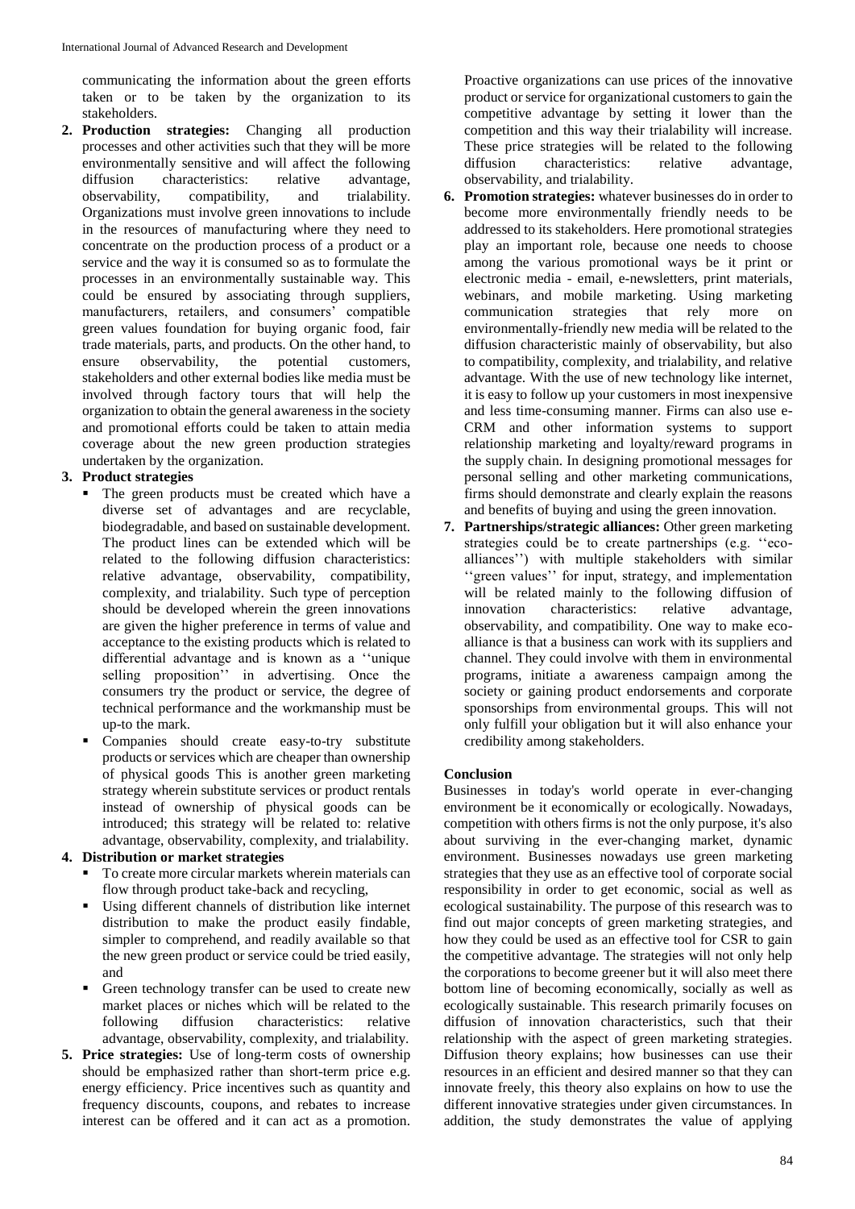communicating the information about the green efforts taken or to be taken by the organization to its stakeholders.

2. **Production strategies:** Changing all production processes and other activities such that they will be more environmentally sensitive and will affect the following diffusion characteristics: relative advantage, observability, compatibility, and trialability. Organizations must involve green innovations to include in the resources of manufacturing where they need to concentrate on the production process of a product or a service and the way it is consumed so as to formulate the processes in an environmentally sustainable way. This could be ensured by associating through suppliers, manufacturers, retailers, and consumers' compatible green values foundation for buying organic food, fair trade materials, parts, and products. On the other hand, to ensure observability, the potential customers, stakeholders and other external bodies like media must be involved through factory tours that will help the organization to obtain the general awareness in the society and promotional efforts could be taken to attain media coverage about the new green production strategies undertaken by the organization.

3. **Product strategies**
   - The green products must be created which have a diverse set of advantages and are recyclable, biodegradable, and based on sustainable development. The product lines can be extended which will be related to the following diffusion characteristics: relative advantage, observability, compatibility, complexity, and trialability. Such type of perception should be developed wherein the green innovations are given the higher preference in terms of value and acceptance to the existing products which is related to differential advantage and is known as a ''unique selling proposition'' in advertising. Once the consumers try the product or service, the degree of technical performance and the workmanship must be up-to the mark.
   - Companies should create easy-to-try substitute products or services which are cheaper than ownership of physical goods This is another green marketing strategy wherein substitute services or product rentals instead of ownership of physical goods can be introduced; this strategy will be related to: relative advantage, observability, complexity, and trialability.

4. **Distribution or market strategies**
   - To create more circular markets wherein materials can flow through product take-back and recycling,
   - Using different channels of distribution like internet distribution to make the product easily findable, simpler to comprehend, and readily available so that the new green product or service could be tried easily, and
   - Green technology transfer can be used to create new market places or niches which will be related to the following diffusion characteristics: relative advantage, observability, complexity, and trialability.

5. **Price strategies:** Use of long-term costs of ownership should be emphasized rather than short-term price e.g. energy efficiency. Price incentives such as quantity and frequency discounts, coupons, and rebates to increase interest can be offered and it can act as a promotion. Proactive organizations can use prices of the innovative product or service for organizational customers to gain the competitive advantage by setting it lower than the competition and this way their trialability will increase. These price strategies will be related to the following diffusion characteristics: relative advantage, observability, and trialability.

6. **Promotion strategies:** whatever businesses do in order to become more environmentally friendly needs to be addressed to its stakeholders. Here promotional strategies play an important role, because one needs to choose among the various promotional ways be it print or electronic media - email, e-newsletters, print materials, webinars, and mobile marketing. Using marketing communication strategies that rely more on environmentally-friendly new media will be related to the diffusion characteristic mainly of observability, but also to compatibility, complexity, and trialability, and relative advantage. With the use of new technology like internet, it is easy to follow up your customers in most inexpensive and less time-consuming manner. Firms can also use e-CRM and other information systems to support relationship marketing and loyalty/reward programs in the supply chain. In designing promotional messages for personal selling and other marketing communications, firms should demonstrate and clearly explain the reasons and benefits of buying and using the green innovation.

7. **Partnerships/strategic alliances:** Other green marketing strategies could be to create partnerships (e.g. ''eco-alliances'') with multiple stakeholders with similar ''green values'' for input, strategy, and implementation will be related mainly to the following diffusion of innovation characteristics: relative advantage, observability, and compatibility. One way to make eco-alliance is that a business can work with its suppliers and channel. They could involve with them in environmental programs, initiate a awareness campaign among the society or gaining product endorsements and corporate sponsorships from environmental groups. This will not only fulfill your obligation but it will also enhance your credibility among stakeholders.

## Conclusion

Businesses in today's world operate in ever-changing environment be it economically or ecologically. Nowadays, competition with others firms is not the only purpose, it's also about surviving in the ever-changing market, dynamic environment. Businesses nowadays use green marketing strategies that they use as an effective tool of corporate social responsibility in order to get economic, social as well as ecological sustainability. The purpose of this research was to find out major concepts of green marketing strategies, and how they could be used as an effective tool for CSR to gain the competitive advantage. The strategies will not only help the corporations to become greener but it will also meet there bottom line of becoming economically, socially as well as ecologically sustainable. This research primarily focuses on diffusion of innovation characteristics, such that their relationship with the aspect of green marketing strategies. Diffusion theory explains; how businesses can use their resources in an efficient and desired manner so that they can innovate freely, this theory also explains on how to use the different innovative strategies under given circumstances. In addition, the study demonstrates the value of applying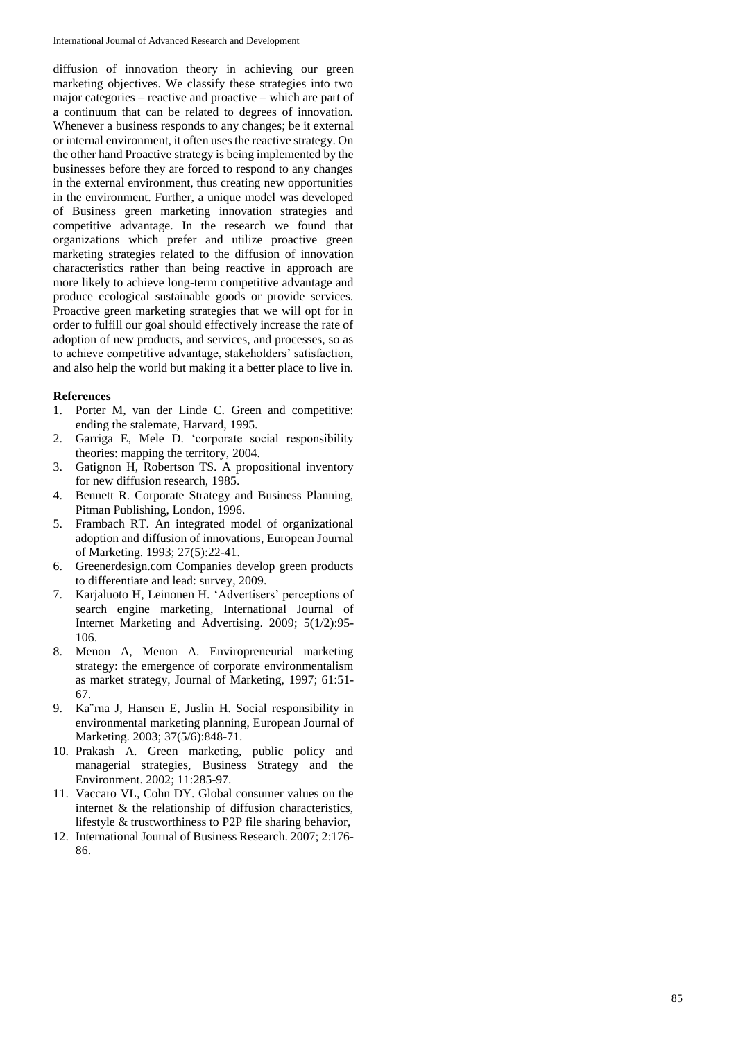diffusion of innovation theory in achieving our green marketing objectives. We classify these strategies into two major categories – reactive and proactive – which are part of a continuum that can be related to degrees of innovation. Whenever a business responds to any changes; be it external or internal environment, it often uses the reactive strategy. On the other hand Proactive strategy is being implemented by the businesses before they are forced to respond to any changes in the external environment, thus creating new opportunities in the environment. Further, a unique model was developed of Business green marketing innovation strategies and competitive advantage. In the research we found that organizations which prefer and utilize proactive green marketing strategies related to the diffusion of innovation characteristics rather than being reactive in approach are more likely to achieve long-term competitive advantage and produce ecological sustainable goods or provide services. Proactive green marketing strategies that we will opt for in order to fulfill our goal should effectively increase the rate of adoption of new products, and services, and processes, so as to achieve competitive advantage, stakeholders' satisfaction, and also help the world but making it a better place to live in.

**References**

1. Porter M, van der Linde C. Green and competitive: ending the stalemate, Harvard, 1995.
2. Garriga E, Mele D. 'corporate social responsibility theories: mapping the territory, 2004.
3. Gatignon H, Robertson TS. A propositional inventory for new diffusion research, 1985.
4. Bennett R. Corporate Strategy and Business Planning, Pitman Publishing, London, 1996.
5. Frambach RT. An integrated model of organizational adoption and diffusion of innovations, European Journal of Marketing. 1993; 27(5):22-41.
6. Greenerdesign.com Companies develop green products to differentiate and lead: survey, 2009.
7. Karjaluoto H, Leinonen H. 'Advertisers' perceptions of search engine marketing, International Journal of Internet Marketing and Advertising. 2009; 5(1/2):95-106.
8. Menon A, Menon A. Enviropreneurial marketing strategy: the emergence of corporate environmentalism as market strategy, Journal of Marketing, 1997; 61:51-67.
9. Ka¨rna J, Hansen E, Juslin H. Social responsibility in environmental marketing planning, European Journal of Marketing. 2003; 37(5/6):848-71.
10. Prakash A. Green marketing, public policy and managerial strategies, Business Strategy and the Environment. 2002; 11:285-97.
11. Vaccaro VL, Cohn DY. Global consumer values on the internet & the relationship of diffusion characteristics, lifestyle & trustworthiness to P2P file sharing behavior,
12. International Journal of Business Research. 2007; 2:176-86.